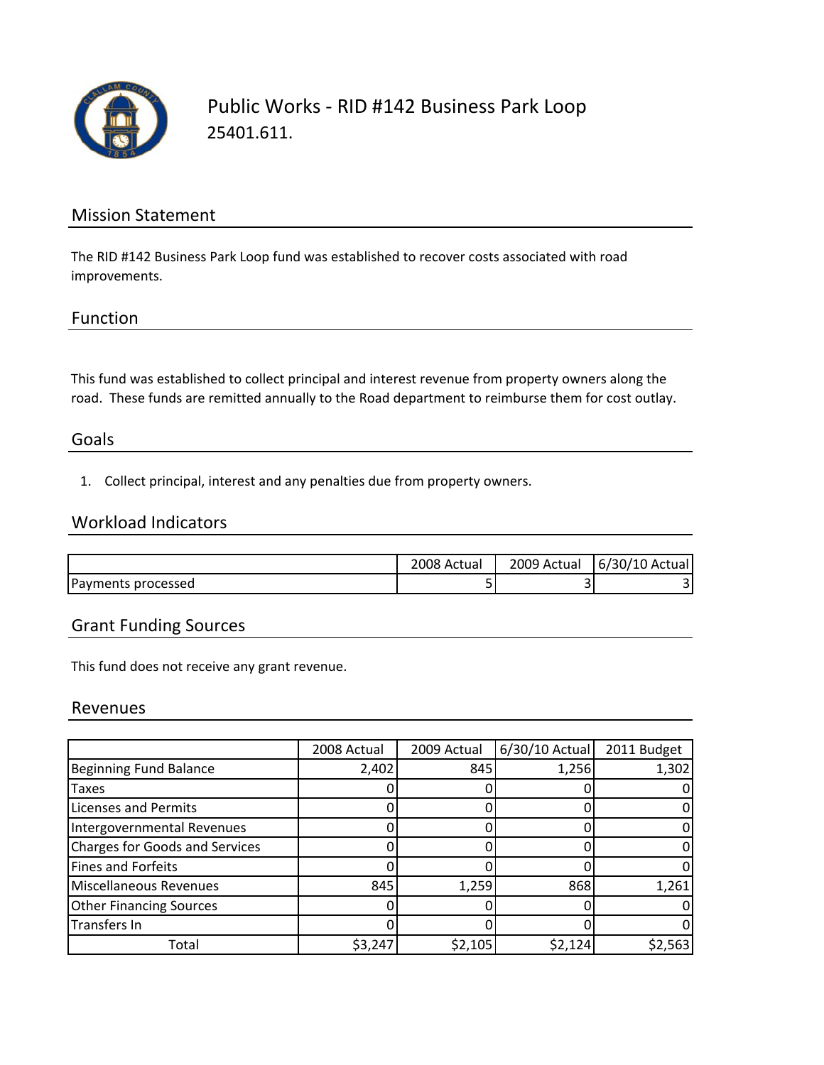# Public Works - RID #142 Business Park Loop

25401.611.

## Mission Statement

The RID #142 Business Park Loop fund was established to recover costs associated with road improvements.

## Function

This fund was established to collect principal and interest revenue from property owners along the road. These funds are remitted annually to the Road department to reimburse them for cost outlay.

## Goals

1. Collect principal, interest and any penalties due from property owners.

## Workload Indicators

| | 2008 Actual | 2009 Actual | 6/30/10 Actual |
|---|---|---|---|
| Payments processed | 5 | 3 | 3 |

## Grant Funding Sources

This fund does not receive any grant revenue.

## Revenues

| | 2008 Actual | 2009 Actual | 6/30/10 Actual | 2011 Budget |
|---|---|---|---|---|
| Beginning Fund Balance | 2,402 | 845 | 1,256 | 1,302 |
| Taxes | 0 | 0 | 0 | 0 |
| Licenses and Permits | 0 | 0 | 0 | 0 |
| Intergovernmental Revenues | 0 | 0 | 0 | 0 |
| Charges for Goods and Services | 0 | 0 | 0 | 0 |
| Fines and Forfeits | 0 | 0 | 0 | 0 |
| Miscellaneous Revenues | 845 | 1,259 | 868 | 1,261 |
| Other Financing Sources | 0 | 0 | 0 | 0 |
| Transfers In | 0 | 0 | 0 | 0 |
| Total | $3,247 | $2,105 | $2,124 | $2,563 |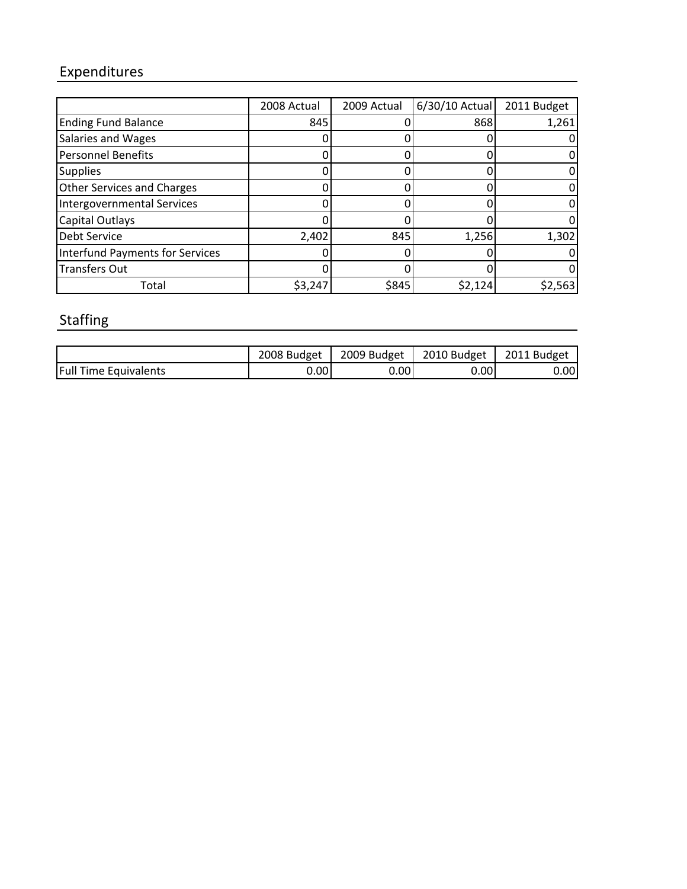## Expenditures

| | 2008 Actual | 2009 Actual | 6/30/10 Actual | 2011 Budget |
|---|---|---|---|---|
| Ending Fund Balance | 845 | 0 | 868 | 1,261 |
| Salaries and Wages | 0 | 0 | 0 | 0 |
| Personnel Benefits | 0 | 0 | 0 | 0 |
| Supplies | 0 | 0 | 0 | 0 |
| Other Services and Charges | 0 | 0 | 0 | 0 |
| Intergovernmental Services | 0 | 0 | 0 | 0 |
| Capital Outlays | 0 | 0 | 0 | 0 |
| Debt Service | 2,402 | 845 | 1,256 | 1,302 |
| Interfund Payments for Services | 0 | 0 | 0 | 0 |
| Transfers Out | 0 | 0 | 0 | 0 |
| Total | $3,247 | $845 | $2,124 | $2,563 |

## Staffing

| | 2008 Budget | 2009 Budget | 2010 Budget | 2011 Budget |
|---|---|---|---|---|
| Full Time Equivalents | 0.00 | 0.00 | 0.00 | 0.00 |